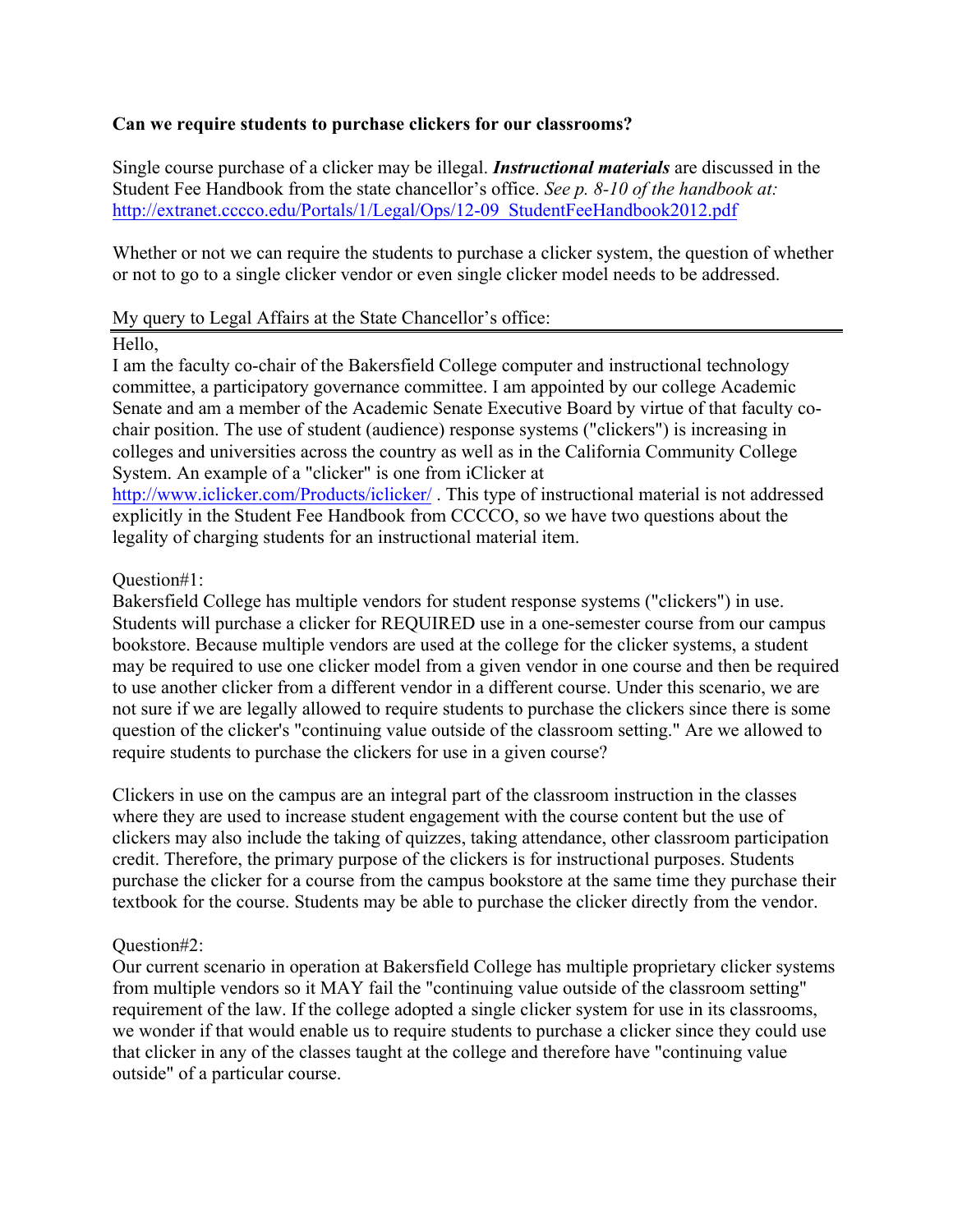**Can we require students to purchase clickers for our classrooms?**

Single course purchase of a clicker may be illegal. ***Instructional materials*** are discussed in the Student Fee Handbook from the state chancellor's office. *See p. 8-10 of the handbook at:* [http://extranet.cccco.edu/Portals/1/Legal/Ops/12-09_StudentFeeHandbook2012.pdf](http://extranet.cccco.edu/Portals/1/Legal/Ops/12-09_StudentFeeHandbook2012.pdf)

Whether or not we can require the students to purchase a clicker system, the question of whether or not to go to a single clicker vendor or even single clicker model needs to be addressed.

My query to Legal Affairs at the State Chancellor's office:

---

Hello,

I am the faculty co-chair of the Bakersfield College computer and instructional technology committee, a participatory governance committee. I am appointed by our college Academic Senate and am a member of the Academic Senate Executive Board by virtue of that faculty co-chair position. The use of student (audience) response systems ("clickers") is increasing in colleges and universities across the country as well as in the California Community College System. An example of a "clicker" is one from iClicker at [http://www.iclicker.com/Products/iclicker/](http://www.iclicker.com/Products/iclicker/) . This type of instructional material is not addressed explicitly in the Student Fee Handbook from CCCCO, so we have two questions about the legality of charging students for an instructional material item.

Question#1:

Bakersfield College has multiple vendors for student response systems ("clickers") in use. Students will purchase a clicker for REQUIRED use in a one-semester course from our campus bookstore. Because multiple vendors are used at the college for the clicker systems, a student may be required to use one clicker model from a given vendor in one course and then be required to use another clicker from a different vendor in a different course. Under this scenario, we are not sure if we are legally allowed to require students to purchase the clickers since there is some question of the clicker's "continuing value outside of the classroom setting." Are we allowed to require students to purchase the clickers for use in a given course?

Clickers in use on the campus are an integral part of the classroom instruction in the classes where they are used to increase student engagement with the course content but the use of clickers may also include the taking of quizzes, taking attendance, other classroom participation credit. Therefore, the primary purpose of the clickers is for instructional purposes. Students purchase the clicker for a course from the campus bookstore at the same time they purchase their textbook for the course. Students may be able to purchase the clicker directly from the vendor.

Question#2:

Our current scenario in operation at Bakersfield College has multiple proprietary clicker systems from multiple vendors so it MAY fail the "continuing value outside of the classroom setting" requirement of the law. If the college adopted a single clicker system for use in its classrooms, we wonder if that would enable us to require students to purchase a clicker since they could use that clicker in any of the classes taught at the college and therefore have "continuing value outside" of a particular course.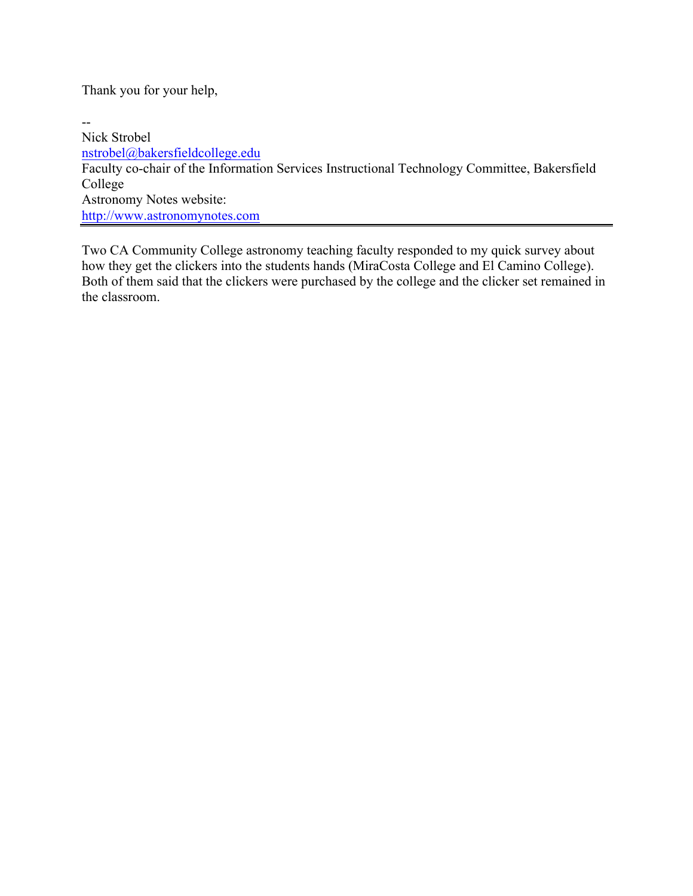Thank you for your help,

--
Nick Strobel
nstrobel@bakersfieldcollege.edu
Faculty co-chair of the Information Services Instructional Technology Committee, Bakersfield College
Astronomy Notes website:
http://www.astronomynotes.com

---

Two CA Community College astronomy teaching faculty responded to my quick survey about how they get the clickers into the students hands (MiraCosta College and El Camino College). Both of them said that the clickers were purchased by the college and the clicker set remained in the classroom.